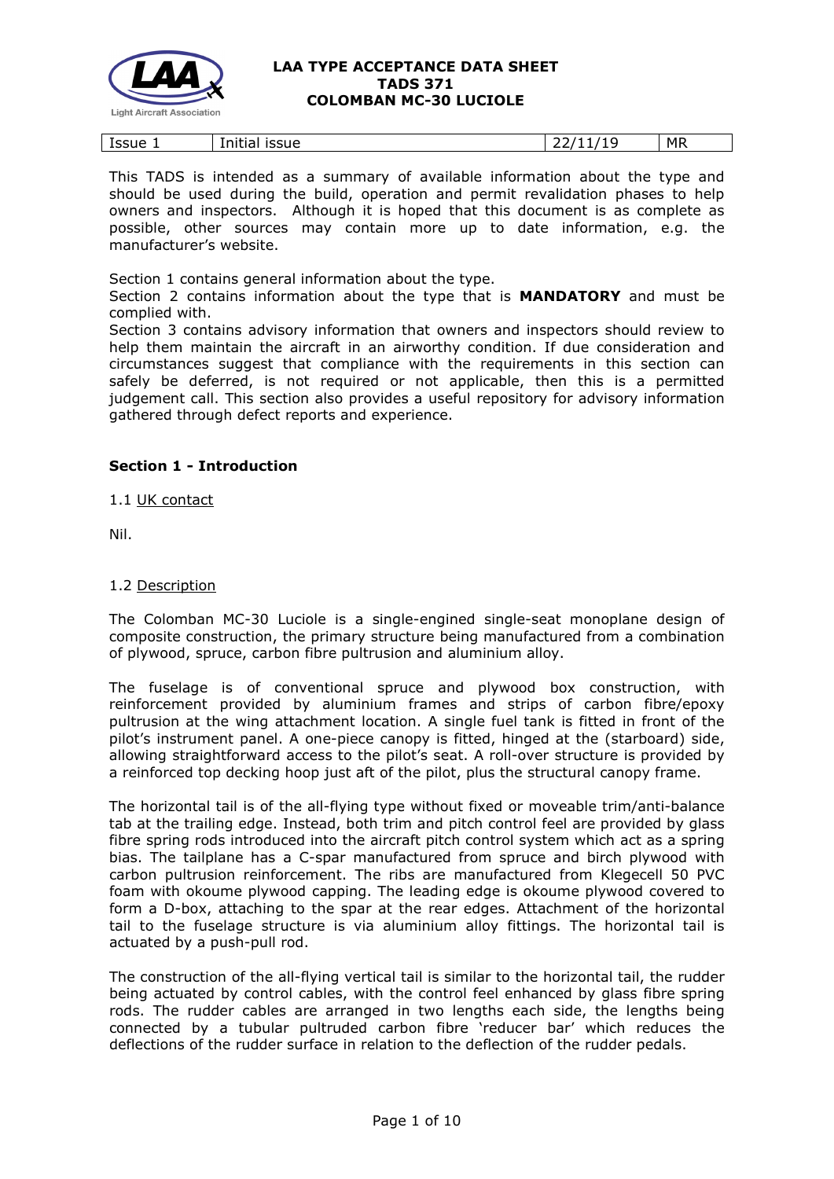**LAA TYPE ACCEPTANCE DATA SHEET**
**TADS 371**
**COLOMBAN MC-30 LUCIOLE**

| Issue 1 | Initial issue | 22/11/19 | MR |
|---|---|---|---|

This TADS is intended as a summary of available information about the type and should be used during the build, operation and permit revalidation phases to help owners and inspectors. Although it is hoped that this document is as complete as possible, other sources may contain more up to date information, e.g. the manufacturer's website.

Section 1 contains general information about the type.
Section 2 contains information about the type that is **MANDATORY** and must be complied with.
Section 3 contains advisory information that owners and inspectors should review to help them maintain the aircraft in an airworthy condition. If due consideration and circumstances suggest that compliance with the requirements in this section can safely be deferred, is not required or not applicable, then this is a permitted judgement call. This section also provides a useful repository for advisory information gathered through defect reports and experience.

## Section 1 - Introduction

### 1.1 UK contact

Nil.

### 1.2 Description

The Colomban MC-30 Luciole is a single-engined single-seat monoplane design of composite construction, the primary structure being manufactured from a combination of plywood, spruce, carbon fibre pultrusion and aluminium alloy.

The fuselage is of conventional spruce and plywood box construction, with reinforcement provided by aluminium frames and strips of carbon fibre/epoxy pultrusion at the wing attachment location. A single fuel tank is fitted in front of the pilot's instrument panel. A one-piece canopy is fitted, hinged at the (starboard) side, allowing straightforward access to the pilot's seat. A roll-over structure is provided by a reinforced top decking hoop just aft of the pilot, plus the structural canopy frame.

The horizontal tail is of the all-flying type without fixed or moveable trim/anti-balance tab at the trailing edge. Instead, both trim and pitch control feel are provided by glass fibre spring rods introduced into the aircraft pitch control system which act as a spring bias. The tailplane has a C-spar manufactured from spruce and birch plywood with carbon pultrusion reinforcement. The ribs are manufactured from Klegecell 50 PVC foam with okoume plywood capping. The leading edge is okoume plywood covered to form a D-box, attaching to the spar at the rear edges. Attachment of the horizontal tail to the fuselage structure is via aluminium alloy fittings. The horizontal tail is actuated by a push-pull rod.

The construction of the all-flying vertical tail is similar to the horizontal tail, the rudder being actuated by control cables, with the control feel enhanced by glass fibre spring rods. The rudder cables are arranged in two lengths each side, the lengths being connected by a tubular pultruded carbon fibre 'reducer bar' which reduces the deflections of the rudder surface in relation to the deflection of the rudder pedals.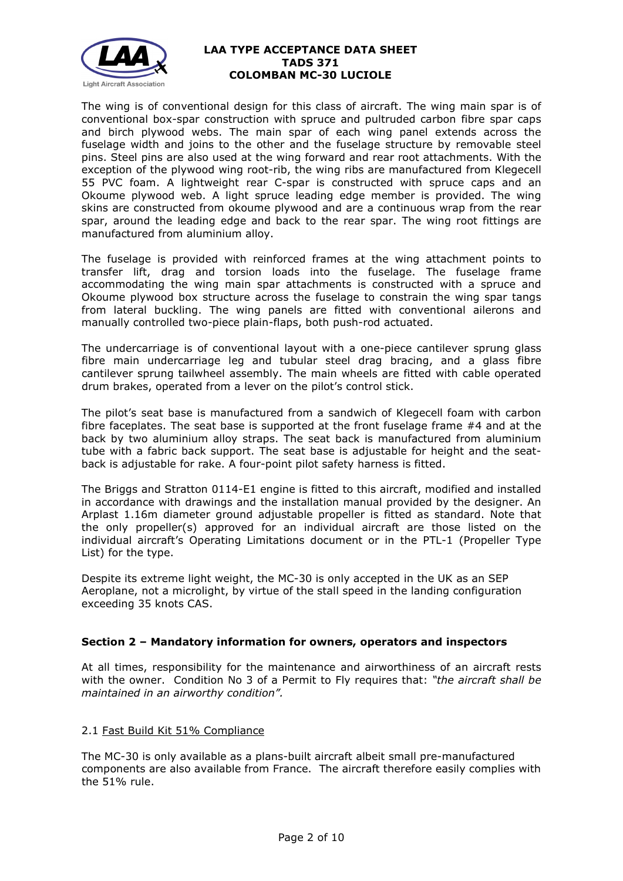The wing is of conventional design for this class of aircraft. The wing main spar is of conventional box-spar construction with spruce and pultruded carbon fibre spar caps and birch plywood webs. The main spar of each wing panel extends across the fuselage width and joins to the other and the fuselage structure by removable steel pins. Steel pins are also used at the wing forward and rear root attachments. With the exception of the plywood wing root-rib, the wing ribs are manufactured from Klegecell 55 PVC foam. A lightweight rear C-spar is constructed with spruce caps and an Okoume plywood web. A light spruce leading edge member is provided. The wing skins are constructed from okoume plywood and are a continuous wrap from the rear spar, around the leading edge and back to the rear spar. The wing root fittings are manufactured from aluminium alloy.

The fuselage is provided with reinforced frames at the wing attachment points to transfer lift, drag and torsion loads into the fuselage. The fuselage frame accommodating the wing main spar attachments is constructed with a spruce and Okoume plywood box structure across the fuselage to constrain the wing spar tangs from lateral buckling. The wing panels are fitted with conventional ailerons and manually controlled two-piece plain-flaps, both push-rod actuated.

The undercarriage is of conventional layout with a one-piece cantilever sprung glass fibre main undercarriage leg and tubular steel drag bracing, and a glass fibre cantilever sprung tailwheel assembly. The main wheels are fitted with cable operated drum brakes, operated from a lever on the pilot's control stick.

The pilot's seat base is manufactured from a sandwich of Klegecell foam with carbon fibre faceplates. The seat base is supported at the front fuselage frame #4 and at the back by two aluminium alloy straps. The seat back is manufactured from aluminium tube with a fabric back support. The seat base is adjustable for height and the seat-back is adjustable for rake. A four-point pilot safety harness is fitted.

The Briggs and Stratton 0114-E1 engine is fitted to this aircraft, modified and installed in accordance with drawings and the installation manual provided by the designer. An Arplast 1.16m diameter ground adjustable propeller is fitted as standard. Note that the only propeller(s) approved for an individual aircraft are those listed on the individual aircraft's Operating Limitations document or in the PTL-1 (Propeller Type List) for the type.

Despite its extreme light weight, the MC-30 is only accepted in the UK as an SEP Aeroplane, not a microlight, by virtue of the stall speed in the landing configuration exceeding 35 knots CAS.

## Section 2 – Mandatory information for owners, operators and inspectors

At all times, responsibility for the maintenance and airworthiness of an aircraft rests with the owner. Condition No 3 of a Permit to Fly requires that: *"the aircraft shall be maintained in an airworthy condition".*

### 2.1 Fast Build Kit 51% Compliance

The MC-30 is only available as a plans-built aircraft albeit small pre-manufactured components are also available from France. The aircraft therefore easily complies with the 51% rule.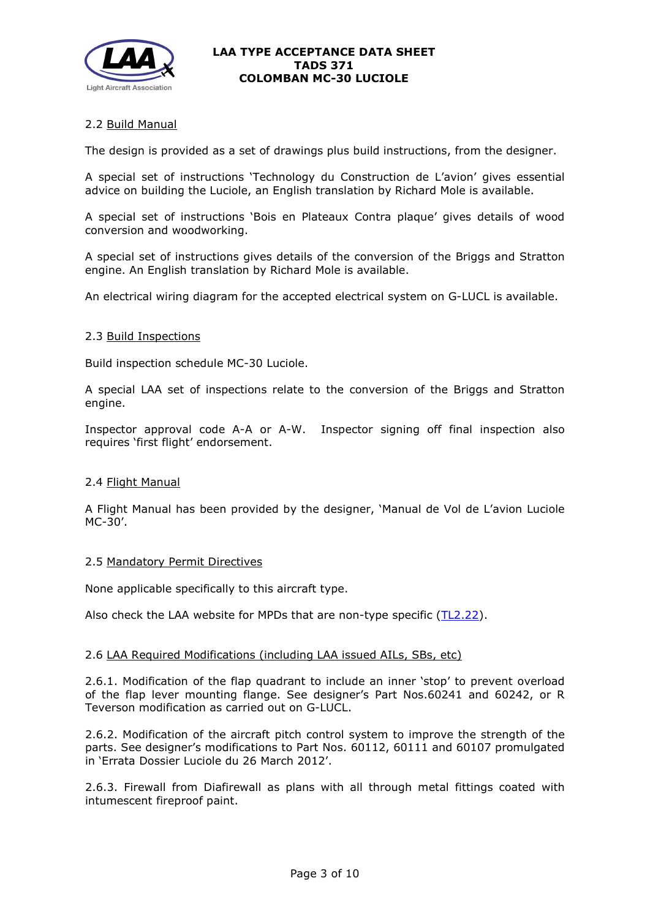### 2.2 Build Manual

The design is provided as a set of drawings plus build instructions, from the designer.

A special set of instructions 'Technology du Construction de L'avion' gives essential advice on building the Luciole, an English translation by Richard Mole is available.

A special set of instructions 'Bois en Plateaux Contra plaque' gives details of wood conversion and woodworking.

A special set of instructions gives details of the conversion of the Briggs and Stratton engine. An English translation by Richard Mole is available.

An electrical wiring diagram for the accepted electrical system on G-LUCL is available.

### 2.3 Build Inspections

Build inspection schedule MC-30 Luciole.

A special LAA set of inspections relate to the conversion of the Briggs and Stratton engine.

Inspector approval code A-A or A-W. Inspector signing off final inspection also requires 'first flight' endorsement.

### 2.4 Flight Manual

A Flight Manual has been provided by the designer, 'Manual de Vol de L'avion Luciole MC-30'.

### 2.5 Mandatory Permit Directives

None applicable specifically to this aircraft type.

Also check the LAA website for MPDs that are non-type specific (TL2.22).

### 2.6 LAA Required Modifications (including LAA issued AILs, SBs, etc)

2.6.1. Modification of the flap quadrant to include an inner 'stop' to prevent overload of the flap lever mounting flange. See designer's Part Nos.60241 and 60242, or R Teverson modification as carried out on G-LUCL.

2.6.2. Modification of the aircraft pitch control system to improve the strength of the parts. See designer's modifications to Part Nos. 60112, 60111 and 60107 promulgated in 'Errata Dossier Luciole du 26 March 2012'.

2.6.3. Firewall from Diafirewall as plans with all through metal fittings coated with intumescent fireproof paint.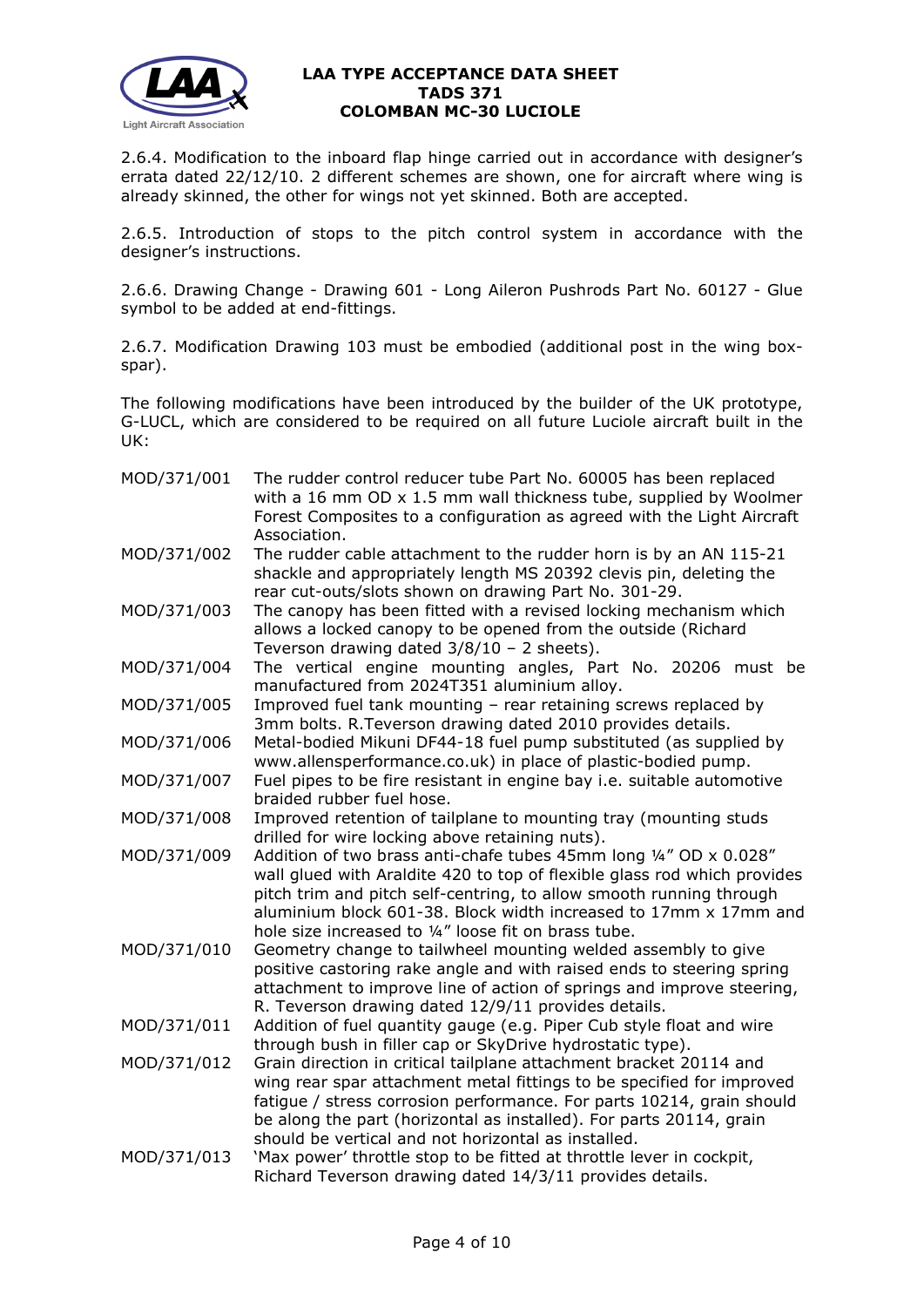2.6.4. Modification to the inboard flap hinge carried out in accordance with designer's errata dated 22/12/10. 2 different schemes are shown, one for aircraft where wing is already skinned, the other for wings not yet skinned. Both are accepted.

2.6.5. Introduction of stops to the pitch control system in accordance with the designer's instructions.

2.6.6. Drawing Change - Drawing 601 - Long Aileron Pushrods Part No. 60127 - Glue symbol to be added at end-fittings.

2.6.7. Modification Drawing 103 must be embodied (additional post in the wing box-spar).

The following modifications have been introduced by the builder of the UK prototype, G-LUCL, which are considered to be required on all future Luciole aircraft built in the UK:

| | |
|---|---|
| MOD/371/001 | The rudder control reducer tube Part No. 60005 has been replaced with a 16 mm OD x 1.5 mm wall thickness tube, supplied by Woolmer Forest Composites to a configuration as agreed with the Light Aircraft Association. |
| MOD/371/002 | The rudder cable attachment to the rudder horn is by an AN 115-21 shackle and appropriately length MS 20392 clevis pin, deleting the rear cut-outs/slots shown on drawing Part No. 301-29. |
| MOD/371/003 | The canopy has been fitted with a revised locking mechanism which allows a locked canopy to be opened from the outside (Richard Teverson drawing dated 3/8/10 – 2 sheets). |
| MOD/371/004 | The vertical engine mounting angles, Part No. 20206 must be manufactured from 2024T351 aluminium alloy. |
| MOD/371/005 | Improved fuel tank mounting – rear retaining screws replaced by 3mm bolts. R.Teverson drawing dated 2010 provides details. |
| MOD/371/006 | Metal-bodied Mikuni DF44-18 fuel pump substituted (as supplied by www.allensperformance.co.uk) in place of plastic-bodied pump. |
| MOD/371/007 | Fuel pipes to be fire resistant in engine bay i.e. suitable automotive braided rubber fuel hose. |
| MOD/371/008 | Improved retention of tailplane to mounting tray (mounting studs drilled for wire locking above retaining nuts). |
| MOD/371/009 | Addition of two brass anti-chafe tubes 45mm long ¼" OD x 0.028" wall glued with Araldite 420 to top of flexible glass rod which provides pitch trim and pitch self-centring, to allow smooth running through aluminium block 601-38. Block width increased to 17mm x 17mm and hole size increased to ¼" loose fit on brass tube. |
| MOD/371/010 | Geometry change to tailwheel mounting welded assembly to give positive castoring rake angle and with raised ends to steering spring attachment to improve line of action of springs and improve steering, R. Teverson drawing dated 12/9/11 provides details. |
| MOD/371/011 | Addition of fuel quantity gauge (e.g. Piper Cub style float and wire through bush in filler cap or SkyDrive hydrostatic type). |
| MOD/371/012 | Grain direction in critical tailplane attachment bracket 20114 and wing rear spar attachment metal fittings to be specified for improved fatigue / stress corrosion performance. For parts 10214, grain should be along the part (horizontal as installed). For parts 20114, grain should be vertical and not horizontal as installed. |
| MOD/371/013 | 'Max power' throttle stop to be fitted at throttle lever in cockpit, Richard Teverson drawing dated 14/3/11 provides details. |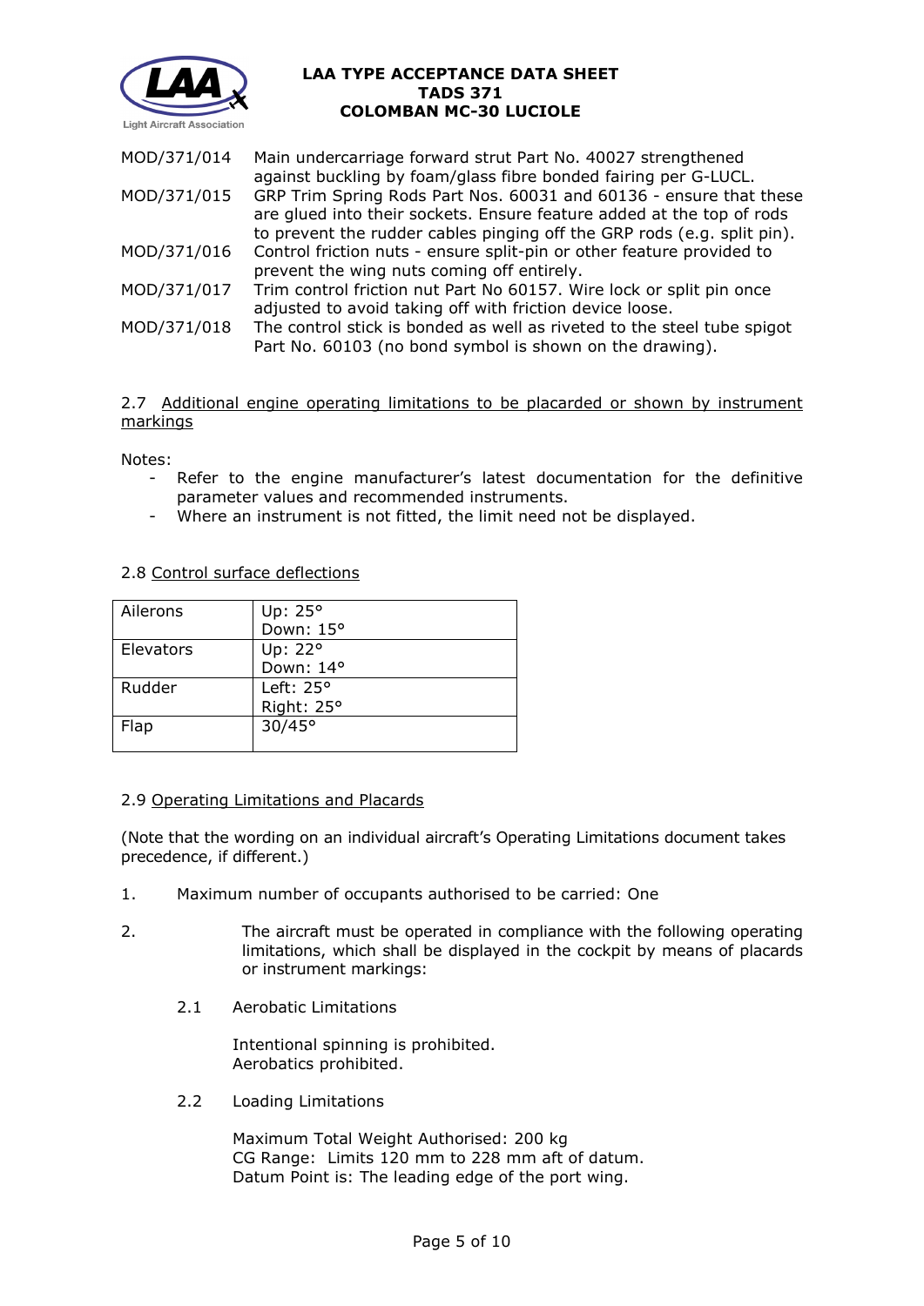| | |
|---|---|
| MOD/371/014 | Main undercarriage forward strut Part No. 40027 strengthened against buckling by foam/glass fibre bonded fairing per G-LUCL. |
| MOD/371/015 | GRP Trim Spring Rods Part Nos. 60031 and 60136 - ensure that these are glued into their sockets. Ensure feature added at the top of rods to prevent the rudder cables pinging off the GRP rods (e.g. split pin). |
| MOD/371/016 | Control friction nuts - ensure split-pin or other feature provided to prevent the wing nuts coming off entirely. |
| MOD/371/017 | Trim control friction nut Part No 60157. Wire lock or split pin once adjusted to avoid taking off with friction device loose. |
| MOD/371/018 | The control stick is bonded as well as riveted to the steel tube spigot Part No. 60103 (no bond symbol is shown on the drawing). |

2.7 Additional engine operating limitations to be placarded or shown by instrument markings

Notes:

- Refer to the engine manufacturer's latest documentation for the definitive parameter values and recommended instruments.
- Where an instrument is not fitted, the limit need not be displayed.

2.8 Control surface deflections

| | |
|---|---|
| Ailerons | Up: 25°<br>Down: 15° |
| Elevators | Up: 22°<br>Down: 14° |
| Rudder | Left: 25°<br>Right: 25° |
| Flap | 30/45° |

2.9 Operating Limitations and Placards

(Note that the wording on an individual aircraft's Operating Limitations document takes precedence, if different.)

1. Maximum number of occupants authorised to be carried: One

2. The aircraft must be operated in compliance with the following operating limitations, which shall be displayed in the cockpit by means of placards or instrument markings:

 2.1 Aerobatic Limitations

 Intentional spinning is prohibited.
 Aerobatics prohibited.

 2.2 Loading Limitations

 Maximum Total Weight Authorised: 200 kg
 CG Range: Limits 120 mm to 228 mm aft of datum.
 Datum Point is: The leading edge of the port wing.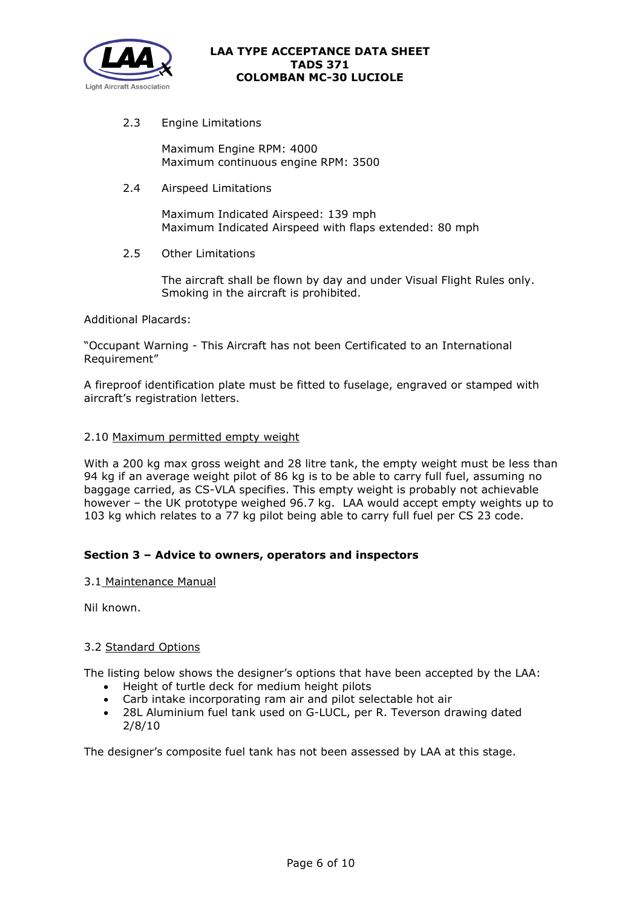2.3 Engine Limitations

Maximum Engine RPM: 4000
Maximum continuous engine RPM: 3500

2.4 Airspeed Limitations

Maximum Indicated Airspeed: 139 mph
Maximum Indicated Airspeed with flaps extended: 80 mph

2.5 Other Limitations

The aircraft shall be flown by day and under Visual Flight Rules only.
Smoking in the aircraft is prohibited.

Additional Placards:

"Occupant Warning - This Aircraft has not been Certificated to an International Requirement"

A fireproof identification plate must be fitted to fuselage, engraved or stamped with aircraft's registration letters.

2.10 Maximum permitted empty weight

With a 200 kg max gross weight and 28 litre tank, the empty weight must be less than 94 kg if an average weight pilot of 86 kg is to be able to carry full fuel, assuming no baggage carried, as CS-VLA specifies. This empty weight is probably not achievable however – the UK prototype weighed 96.7 kg. LAA would accept empty weights up to 103 kg which relates to a 77 kg pilot being able to carry full fuel per CS 23 code.

## Section 3 – Advice to owners, operators and inspectors

3.1 Maintenance Manual

Nil known.

3.2 Standard Options

The listing below shows the designer's options that have been accepted by the LAA:

- Height of turtle deck for medium height pilots
- Carb intake incorporating ram air and pilot selectable hot air
- 28L Aluminium fuel tank used on G-LUCL, per R. Teverson drawing dated 2/8/10

The designer's composite fuel tank has not been assessed by LAA at this stage.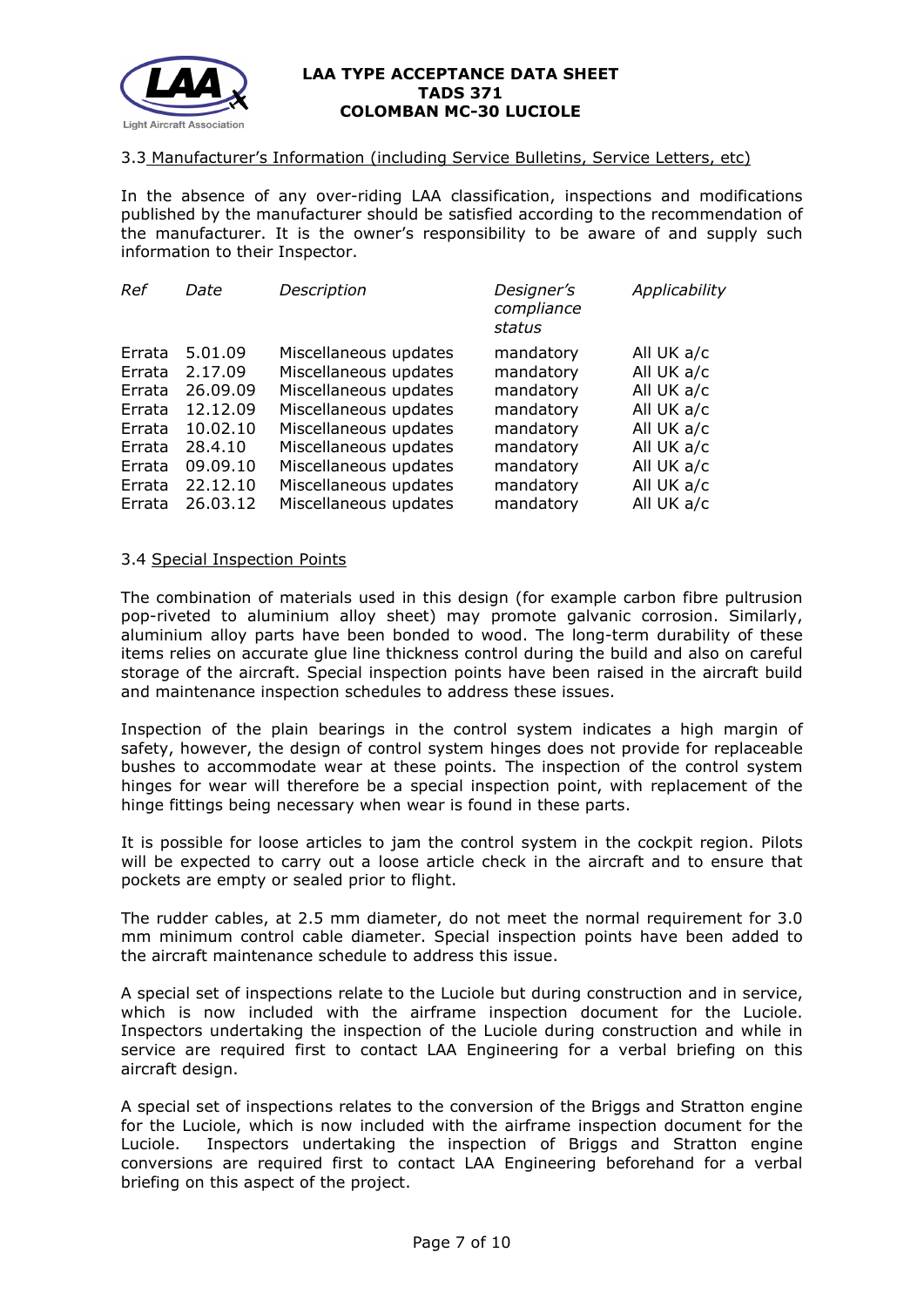### 3.3 Manufacturer's Information (including Service Bulletins, Service Letters, etc)

In the absence of any over-riding LAA classification, inspections and modifications published by the manufacturer should be satisfied according to the recommendation of the manufacturer. It is the owner's responsibility to be aware of and supply such information to their Inspector.

| *Ref* | *Date* | *Description* | *Designer's compliance status* | *Applicability* |
|---|---|---|---|---|
| Errata | 5.01.09 | Miscellaneous updates | mandatory | All UK a/c |
| Errata | 2.17.09 | Miscellaneous updates | mandatory | All UK a/c |
| Errata | 26.09.09 | Miscellaneous updates | mandatory | All UK a/c |
| Errata | 12.12.09 | Miscellaneous updates | mandatory | All UK a/c |
| Errata | 10.02.10 | Miscellaneous updates | mandatory | All UK a/c |
| Errata | 28.4.10 | Miscellaneous updates | mandatory | All UK a/c |
| Errata | 09.09.10 | Miscellaneous updates | mandatory | All UK a/c |
| Errata | 22.12.10 | Miscellaneous updates | mandatory | All UK a/c |
| Errata | 26.03.12 | Miscellaneous updates | mandatory | All UK a/c |

### 3.4 Special Inspection Points

The combination of materials used in this design (for example carbon fibre pultrusion pop-riveted to aluminium alloy sheet) may promote galvanic corrosion. Similarly, aluminium alloy parts have been bonded to wood. The long-term durability of these items relies on accurate glue line thickness control during the build and also on careful storage of the aircraft. Special inspection points have been raised in the aircraft build and maintenance inspection schedules to address these issues.

Inspection of the plain bearings in the control system indicates a high margin of safety, however, the design of control system hinges does not provide for replaceable bushes to accommodate wear at these points. The inspection of the control system hinges for wear will therefore be a special inspection point, with replacement of the hinge fittings being necessary when wear is found in these parts.

It is possible for loose articles to jam the control system in the cockpit region. Pilots will be expected to carry out a loose article check in the aircraft and to ensure that pockets are empty or sealed prior to flight.

The rudder cables, at 2.5 mm diameter, do not meet the normal requirement for 3.0 mm minimum control cable diameter. Special inspection points have been added to the aircraft maintenance schedule to address this issue.

A special set of inspections relate to the Luciole but during construction and in service, which is now included with the airframe inspection document for the Luciole. Inspectors undertaking the inspection of the Luciole during construction and while in service are required first to contact LAA Engineering for a verbal briefing on this aircraft design.

A special set of inspections relates to the conversion of the Briggs and Stratton engine for the Luciole, which is now included with the airframe inspection document for the Luciole. Inspectors undertaking the inspection of Briggs and Stratton engine conversions are required first to contact LAA Engineering beforehand for a verbal briefing on this aspect of the project.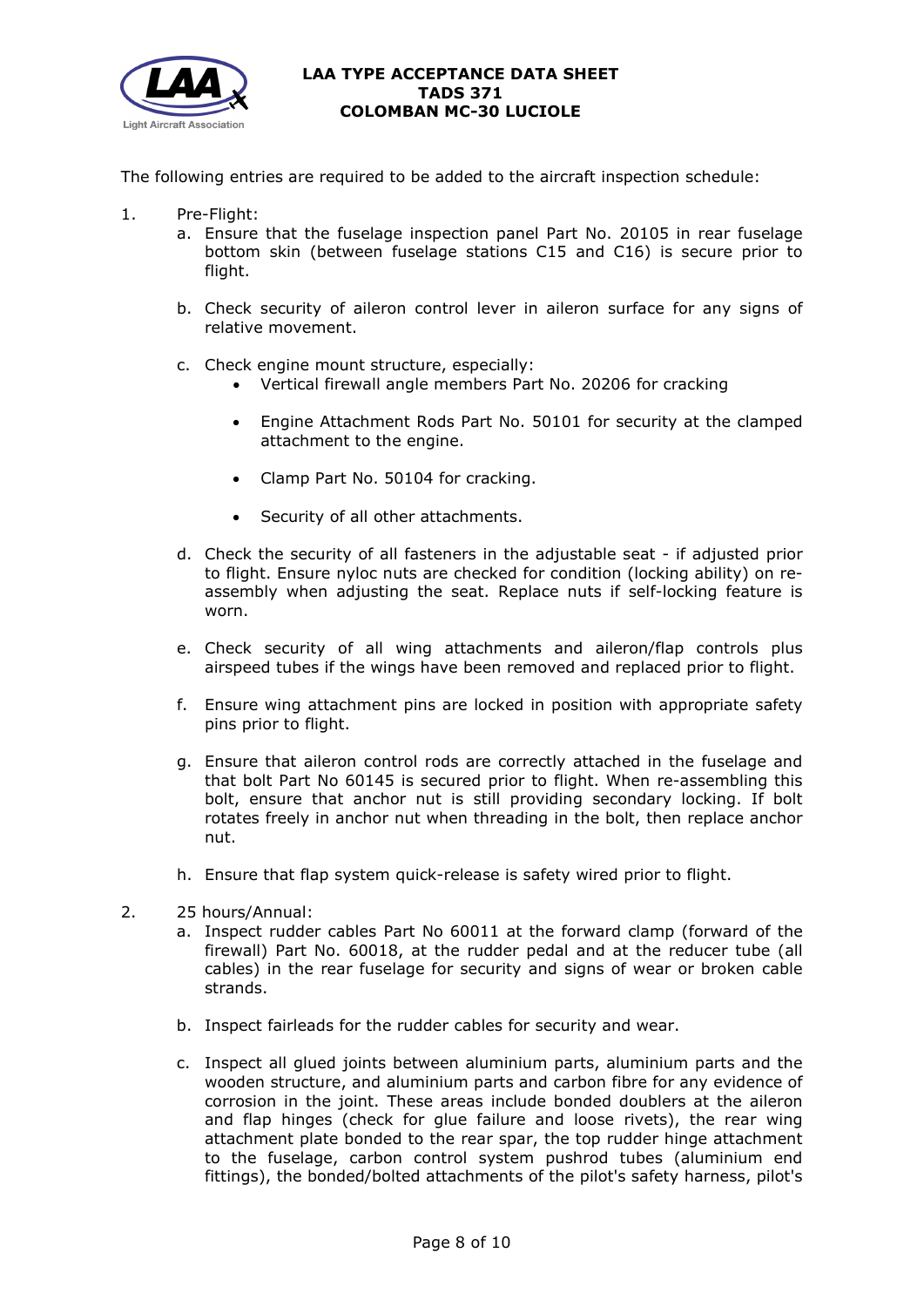The following entries are required to be added to the aircraft inspection schedule:

1. Pre-Flight:
   a. Ensure that the fuselage inspection panel Part No. 20105 in rear fuselage bottom skin (between fuselage stations C15 and C16) is secure prior to flight.

   b. Check security of aileron control lever in aileron surface for any signs of relative movement.

   c. Check engine mount structure, especially:
      - Vertical firewall angle members Part No. 20206 for cracking
      - Engine Attachment Rods Part No. 50101 for security at the clamped attachment to the engine.
      - Clamp Part No. 50104 for cracking.
      - Security of all other attachments.

   d. Check the security of all fasteners in the adjustable seat - if adjusted prior to flight. Ensure nyloc nuts are checked for condition (locking ability) on re-assembly when adjusting the seat. Replace nuts if self-locking feature is worn.

   e. Check security of all wing attachments and aileron/flap controls plus airspeed tubes if the wings have been removed and replaced prior to flight.

   f. Ensure wing attachment pins are locked in position with appropriate safety pins prior to flight.

   g. Ensure that aileron control rods are correctly attached in the fuselage and that bolt Part No 60145 is secured prior to flight. When re-assembling this bolt, ensure that anchor nut is still providing secondary locking. If bolt rotates freely in anchor nut when threading in the bolt, then replace anchor nut.

   h. Ensure that flap system quick-release is safety wired prior to flight.

2. 25 hours/Annual:
   a. Inspect rudder cables Part No 60011 at the forward clamp (forward of the firewall) Part No. 60018, at the rudder pedal and at the reducer tube (all cables) in the rear fuselage for security and signs of wear or broken cable strands.

   b. Inspect fairleads for the rudder cables for security and wear.

   c. Inspect all glued joints between aluminium parts, aluminium parts and the wooden structure, and aluminium parts and carbon fibre for any evidence of corrosion in the joint. These areas include bonded doublers at the aileron and flap hinges (check for glue failure and loose rivets), the rear wing attachment plate bonded to the rear spar, the top rudder hinge attachment to the fuselage, carbon control system pushrod tubes (aluminium end fittings), the bonded/bolted attachments of the pilot's safety harness, pilot's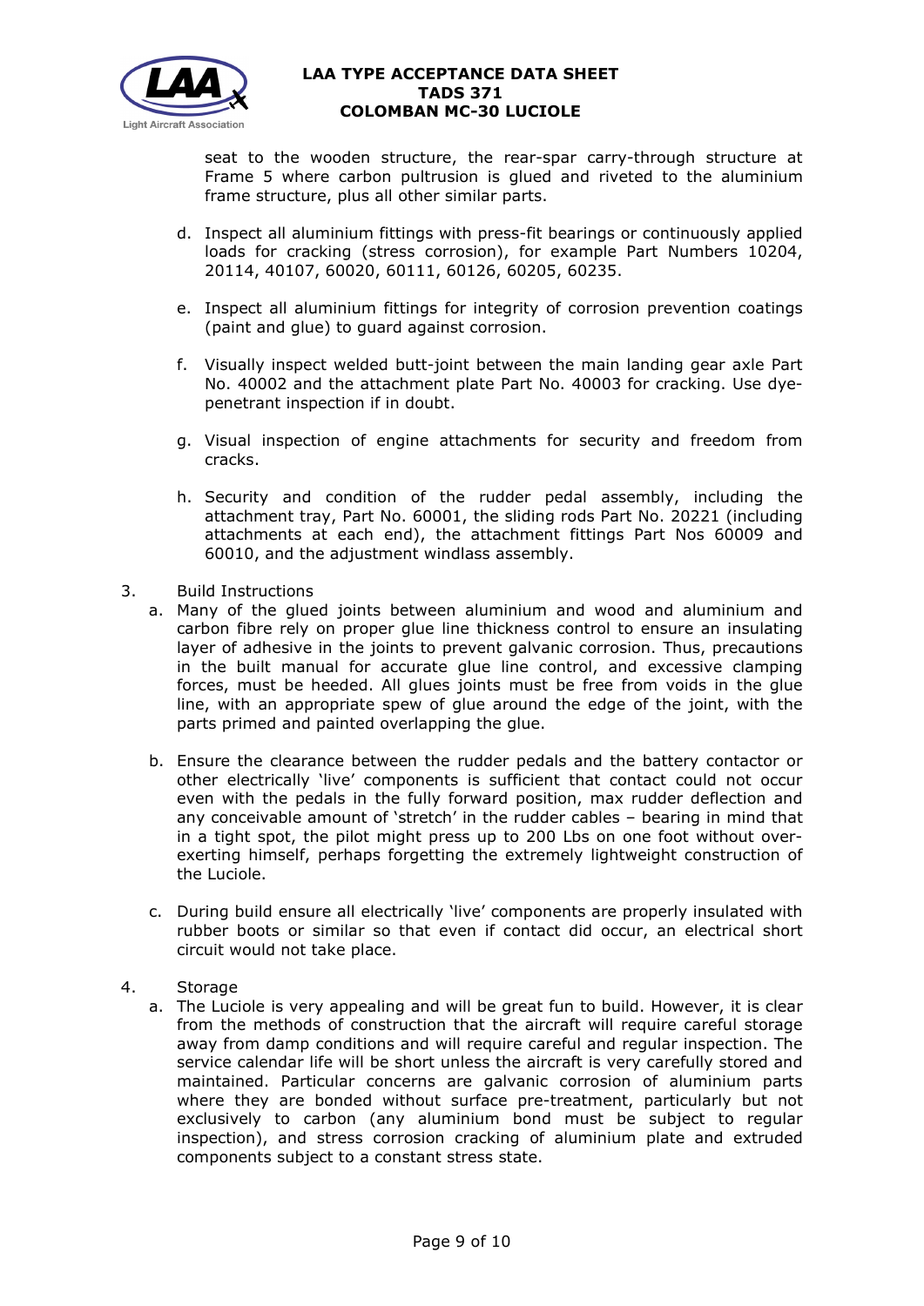seat to the wooden structure, the rear-spar carry-through structure at Frame 5 where carbon pultrusion is glued and riveted to the aluminium frame structure, plus all other similar parts.

d. Inspect all aluminium fittings with press-fit bearings or continuously applied loads for cracking (stress corrosion), for example Part Numbers 10204, 20114, 40107, 60020, 60111, 60126, 60205, 60235.

e. Inspect all aluminium fittings for integrity of corrosion prevention coatings (paint and glue) to guard against corrosion.

f. Visually inspect welded butt-joint between the main landing gear axle Part No. 40002 and the attachment plate Part No. 40003 for cracking. Use dye-penetrant inspection if in doubt.

g. Visual inspection of engine attachments for security and freedom from cracks.

h. Security and condition of the rudder pedal assembly, including the attachment tray, Part No. 60001, the sliding rods Part No. 20221 (including attachments at each end), the attachment fittings Part Nos 60009 and 60010, and the adjustment windlass assembly.

3. Build Instructions

a. Many of the glued joints between aluminium and wood and aluminium and carbon fibre rely on proper glue line thickness control to ensure an insulating layer of adhesive in the joints to prevent galvanic corrosion. Thus, precautions in the built manual for accurate glue line control, and excessive clamping forces, must be heeded. All glues joints must be free from voids in the glue line, with an appropriate spew of glue around the edge of the joint, with the parts primed and painted overlapping the glue.

b. Ensure the clearance between the rudder pedals and the battery contactor or other electrically 'live' components is sufficient that contact could not occur even with the pedals in the fully forward position, max rudder deflection and any conceivable amount of 'stretch' in the rudder cables – bearing in mind that in a tight spot, the pilot might press up to 200 Lbs on one foot without over-exerting himself, perhaps forgetting the extremely lightweight construction of the Luciole.

c. During build ensure all electrically 'live' components are properly insulated with rubber boots or similar so that even if contact did occur, an electrical short circuit would not take place.

4. Storage

a. The Luciole is very appealing and will be great fun to build. However, it is clear from the methods of construction that the aircraft will require careful storage away from damp conditions and will require careful and regular inspection. The service calendar life will be short unless the aircraft is very carefully stored and maintained. Particular concerns are galvanic corrosion of aluminium parts where they are bonded without surface pre-treatment, particularly but not exclusively to carbon (any aluminium bond must be subject to regular inspection), and stress corrosion cracking of aluminium plate and extruded components subject to a constant stress state.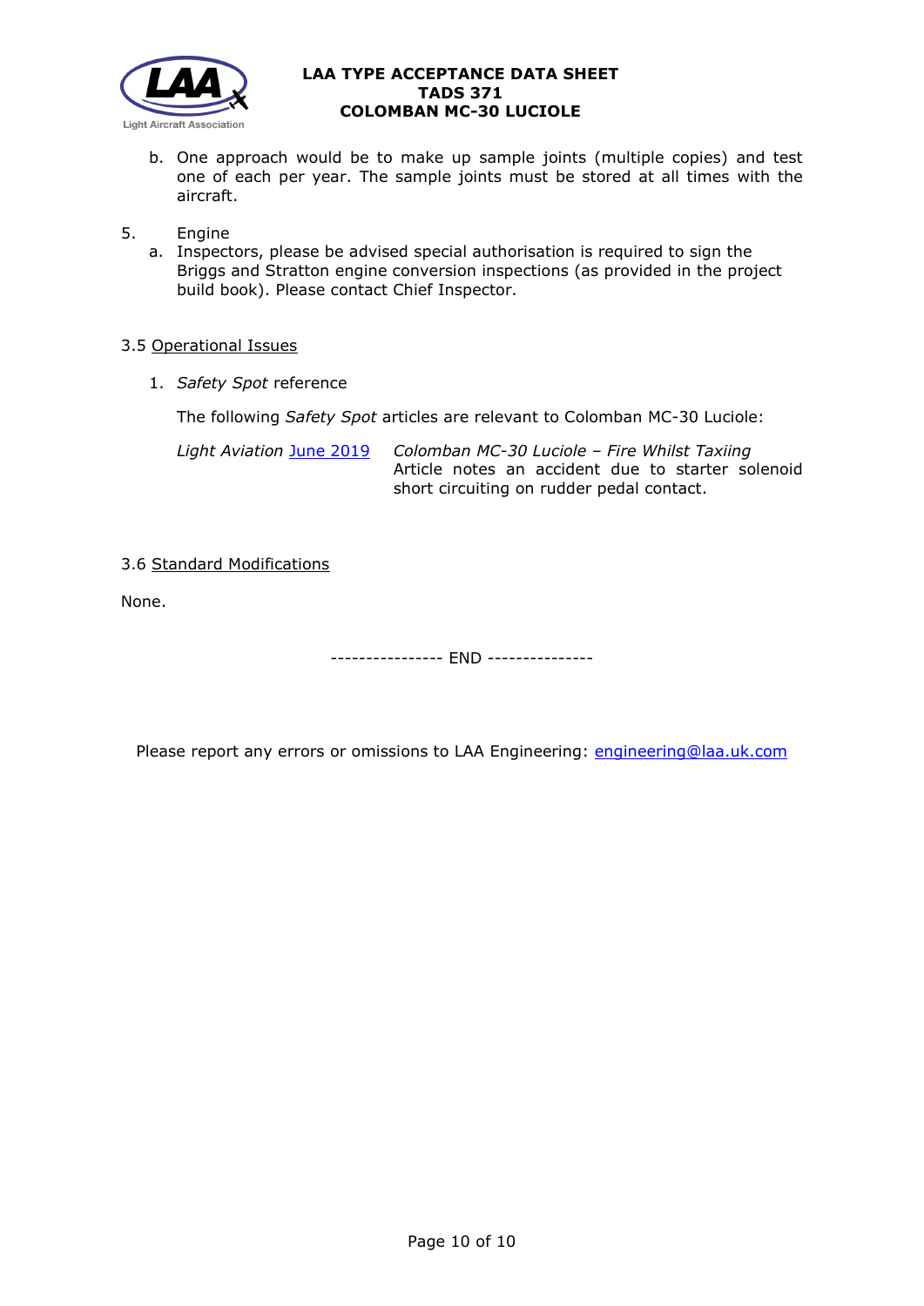b. One approach would be to make up sample joints (multiple copies) and test one of each per year. The sample joints must be stored at all times with the aircraft.

5. Engine

   a. Inspectors, please be advised special authorisation is required to sign the Briggs and Stratton engine conversion inspections (as provided in the project build book). Please contact Chief Inspector.

3.5 Operational Issues

1. *Safety Spot* reference

   The following *Safety Spot* articles are relevant to Colomban MC-30 Luciole:

   *Light Aviation* June 2019 — *Colomban MC-30 Luciole – Fire Whilst Taxiing*
   Article notes an accident due to starter solenoid short circuiting on rudder pedal contact.

3.6 Standard Modifications

None.

---------------- END ---------------

Please report any errors or omissions to LAA Engineering: engineering@laa.uk.com